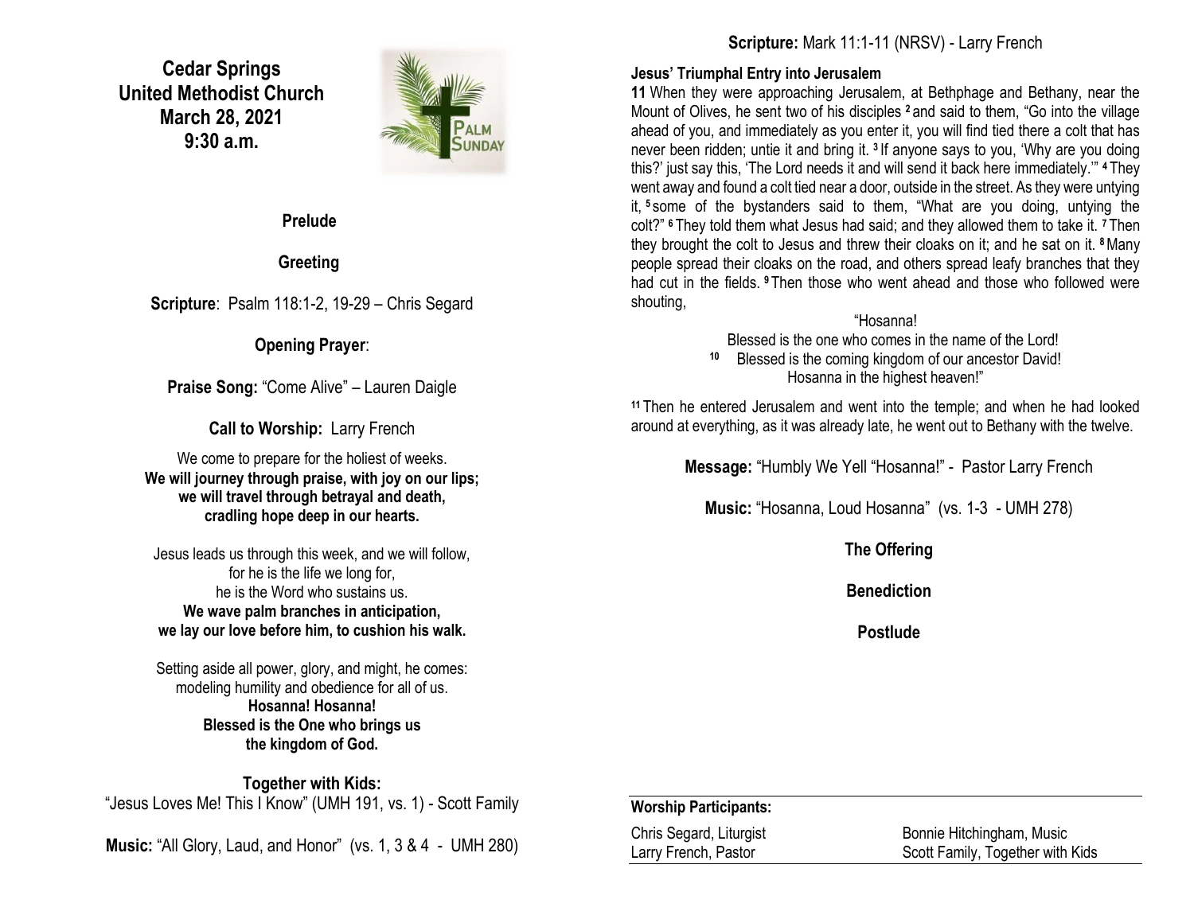# Cedar Springs
# United Methodist Church
# March 28, 2021
# 9:30 a.m.

**Prelude**

**Greeting**

**Scripture**: Psalm 118:1-2, 19-29 – Chris Segard

**Opening Prayer**:

**Praise Song:** "Come Alive" – Lauren Daigle

**Call to Worship:** Larry French

We come to prepare for the holiest of weeks.
**We will journey through praise, with joy on our lips;**
**we will travel through betrayal and death,**
**cradling hope deep in our hearts.**

Jesus leads us through this week, and we will follow,
for he is the life we long for,
he is the Word who sustains us.
**We wave palm branches in anticipation,**
**we lay our love before him, to cushion his walk.**

Setting aside all power, glory, and might, he comes:
modeling humility and obedience for all of us.
**Hosanna! Hosanna!**
**Blessed is the One who brings us**
**the kingdom of God.**

**Together with Kids:**
"Jesus Loves Me! This I Know" (UMH 191, vs. 1) - Scott Family

**Music:** "All Glory, Laud, and Honor" (vs. 1, 3 & 4 - UMH 280)

**Scripture:** Mark 11:1-11 (NRSV) - Larry French

**Jesus' Triumphal Entry into Jerusalem**

**11** When they were approaching Jerusalem, at Bethphage and Bethany, near the Mount of Olives, he sent two of his disciples [2] and said to them, "Go into the village ahead of you, and immediately as you enter it, you will find tied there a colt that has never been ridden; untie it and bring it. [3] If anyone says to you, 'Why are you doing this?' just say this, 'The Lord needs it and will send it back here immediately.'" [4] They went away and found a colt tied near a door, outside in the street. As they were untying it, [5] some of the bystanders said to them, "What are you doing, untying the colt?" [6] They told them what Jesus had said; and they allowed them to take it. [7] Then they brought the colt to Jesus and threw their cloaks on it; and he sat on it. [8] Many people spread their cloaks on the road, and others spread leafy branches that they had cut in the fields. [9] Then those who went ahead and those who followed were shouting,

"Hosanna!
Blessed is the one who comes in the name of the Lord!
[10] Blessed is the coming kingdom of our ancestor David!
Hosanna in the highest heaven!"

[11] Then he entered Jerusalem and went into the temple; and when he had looked around at everything, as it was already late, he went out to Bethany with the twelve.

**Message:** "Humbly We Yell "Hosanna!" - Pastor Larry French

**Music:** "Hosanna, Loud Hosanna" (vs. 1-3 - UMH 278)

**The Offering**

**Benediction**

**Postlude**

**Worship Participants:**

| | |
|---|---|
| Chris Segard, Liturgist | Bonnie Hitchingham, Music |
| Larry French, Pastor | Scott Family, Together with Kids |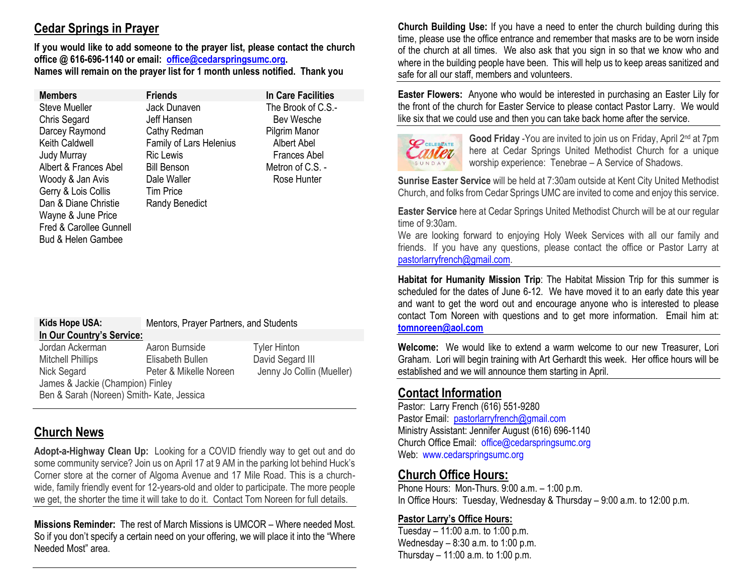## Cedar Springs in Prayer

**If you would like to add someone to the prayer list, please contact the church office @ 616-696-1140 or email: office@cedarspringsumc.org. Names will remain on the prayer list for 1 month unless notified. Thank you**

| Members | Friends | In Care Facilities |
|---|---|---|
| Steve Mueller | Jack Dunaven | The Brook of C.S.- |
| Chris Segard | Jeff Hansen | Bev Wesche |
| Darcey Raymond | Cathy Redman | Pilgrim Manor |
| Keith Caldwell | Family of Lars Helenius | Albert Abel |
| Judy Murray | Ric Lewis | Frances Abel |
| Albert & Frances Abel | Bill Benson | Metron of C.S. - |
| Woody & Jan Avis | Dale Waller | Rose Hunter |
| Gerry & Lois Collis | Tim Price | |
| Dan & Diane Christie | Randy Benedict | |
| Wayne & June Price | | |
| Fred & Carollee Gunnell | | |
| Bud & Helen Gambee | | |

**Kids Hope USA:** Mentors, Prayer Partners, and Students

**In Our Country's Service:**

| | | |
|---|---|---|
| Jordan Ackerman | Aaron Burnside | Tyler Hinton |
| Mitchell Phillips | Elisabeth Bullen | David Segard III |
| Nick Segard | Peter & Mikelle Noreen | Jenny Jo Collin (Mueller) |

James & Jackie (Champion) Finley

Ben & Sarah (Noreen) Smith- Kate, Jessica

## Church News

**Adopt-a-Highway Clean Up:** Looking for a COVID friendly way to get out and do some community service? Join us on April 17 at 9 AM in the parking lot behind Huck's Corner store at the corner of Algoma Avenue and 17 Mile Road. This is a church-wide, family friendly event for 12-years-old and older to participate. The more people we get, the shorter the time it will take to do it. Contact Tom Noreen for full details.

**Missions Reminder:** The rest of March Missions is UMCOR – Where needed Most. So if you don't specify a certain need on your offering, we will place it into the "Where Needed Most" area.

**Church Building Use:** If you have a need to enter the church building during this time, please use the office entrance and remember that masks are to be worn inside of the church at all times. We also ask that you sign in so that we know who and where in the building people have been. This will help us to keep areas sanitized and safe for all our staff, members and volunteers.

**Easter Flowers:** Anyone who would be interested in purchasing an Easter Lily for the front of the church for Easter Service to please contact Pastor Larry. We would like six that we could use and then you can take back home after the service.

**Good Friday** -You are invited to join us on Friday, April 2nd at 7pm here at Cedar Springs United Methodist Church for a unique worship experience: Tenebrae – A Service of Shadows.

**Sunrise Easter Service** will be held at 7:30am outside at Kent City United Methodist Church, and folks from Cedar Springs UMC are invited to come and enjoy this service.

**Easter Service** here at Cedar Springs United Methodist Church will be at our regular time of 9:30am.

We are looking forward to enjoying Holy Week Services with all our family and friends. If you have any questions, please contact the office or Pastor Larry at pastorlarryfrench@gmail.com.

**Habitat for Humanity Mission Trip**: The Habitat Mission Trip for this summer is scheduled for the dates of June 6-12. We have moved it to an early date this year and want to get the word out and encourage anyone who is interested to please contact Tom Noreen with questions and to get more information. Email him at: **tomnoreen@aol.com**

**Welcome:** We would like to extend a warm welcome to our new Treasurer, Lori Graham. Lori will begin training with Art Gerhardt this week. Her office hours will be established and we will announce them starting in April.

## Contact Information

Pastor: Larry French (616) 551-9280
Pastor Email: pastorlarryfrench@gmail.com
Ministry Assistant: Jennifer August (616) 696-1140
Church Office Email: office@cedarspringsumc.org
Web: www.cedarspringsumc.org

## Church Office Hours:

Phone Hours: Mon-Thurs. 9:00 a.m. – 1:00 p.m.
In Office Hours: Tuesday, Wednesday & Thursday – 9:00 a.m. to 12:00 p.m.

### Pastor Larry's Office Hours:

Tuesday – 11:00 a.m. to 1:00 p.m.
Wednesday – 8:30 a.m. to 1:00 p.m.
Thursday – 11:00 a.m. to 1:00 p.m.